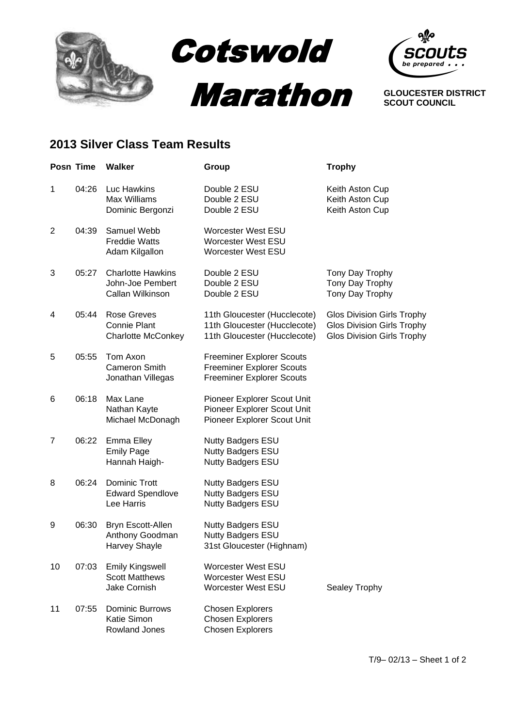# Cotswold Marathon

**GLOUCESTER DISTRICT SCOUT COUNCIL**

## 2013 Silver Class Team Results

| Posn | Time | Walker | Group | Trophy |
|---|---|---|---|---|
| 1 | 04:26 | Luc Hawkins | Double 2 ESU | Keith Aston Cup |
| | | Max Williams | Double 2 ESU | Keith Aston Cup |
| | | Dominic Bergonzi | Double 2 ESU | Keith Aston Cup |
| 2 | 04:39 | Samuel Webb | Worcester West ESU | |
| | | Freddie Watts | Worcester West ESU | |
| | | Adam Kilgallon | Worcester West ESU | |
| 3 | 05:27 | Charlotte Hawkins | Double 2 ESU | Tony Day Trophy |
| | | John-Joe Pembert | Double 2 ESU | Tony Day Trophy |
| | | Callan Wilkinson | Double 2 ESU | Tony Day Trophy |
| 4 | 05:44 | Rose Greves | 11th Gloucester (Hucclecote) | Glos Division Girls Trophy |
| | | Connie Plant | 11th Gloucester (Hucclecote) | Glos Division Girls Trophy |
| | | Charlotte McConkey | 11th Gloucester (Hucclecote) | Glos Division Girls Trophy |
| 5 | 05:55 | Tom Axon | Freeminer Explorer Scouts | |
| | | Cameron Smith | Freeminer Explorer Scouts | |
| | | Jonathan Villegas | Freeminer Explorer Scouts | |
| 6 | 06:18 | Max Lane | Pioneer Explorer Scout Unit | |
| | | Nathan Kayte | Pioneer Explorer Scout Unit | |
| | | Michael McDonagh | Pioneer Explorer Scout Unit | |
| 7 | 06:22 | Emma Elley | Nutty Badgers ESU | |
| | | Emily Page | Nutty Badgers ESU | |
| | | Hannah Haigh- | Nutty Badgers ESU | |
| 8 | 06:24 | Dominic Trott | Nutty Badgers ESU | |
| | | Edward Spendlove | Nutty Badgers ESU | |
| | | Lee Harris | Nutty Badgers ESU | |
| 9 | 06:30 | Bryn Escott-Allen | Nutty Badgers ESU | |
| | | Anthony Goodman | Nutty Badgers ESU | |
| | | Harvey Shayle | 31st Gloucester (Highnam) | |
| 10 | 07:03 | Emily Kingswell | Worcester West ESU | |
| | | Scott Matthews | Worcester West ESU | |
| | | Jake Cornish | Worcester West ESU | Sealey Trophy |
| 11 | 07:55 | Dominic Burrows | Chosen Explorers | |
| | | Katie Simon | Chosen Explorers | |
| | | Rowland Jones | Chosen Explorers | |

T/9– 02/13 – Sheet 1 of 2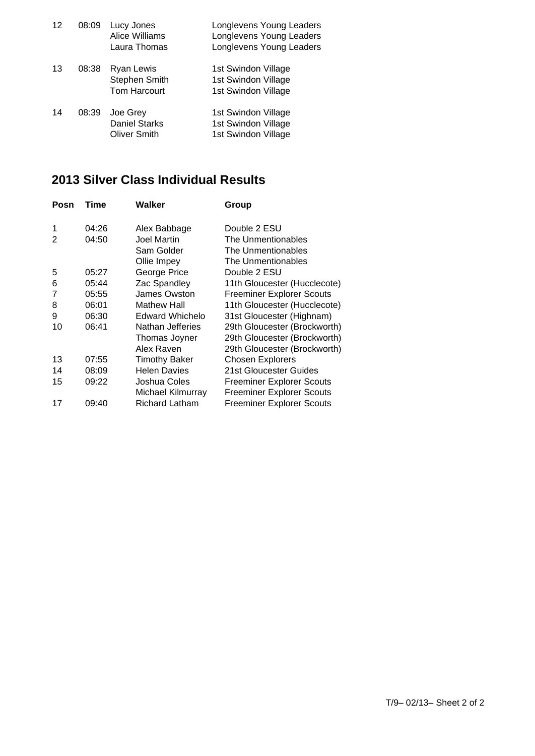| | | | |
|---|---|---|---|
| 12 | 08:09 | Lucy Jones | Longlevens Young Leaders |
| | | Alice Williams | Longlevens Young Leaders |
| | | Laura Thomas | Longlevens Young Leaders |
| 13 | 08:38 | Ryan Lewis | 1st Swindon Village |
| | | Stephen Smith | 1st Swindon Village |
| | | Tom Harcourt | 1st Swindon Village |
| 14 | 08:39 | Joe Grey | 1st Swindon Village |
| | | Daniel Starks | 1st Swindon Village |
| | | Oliver Smith | 1st Swindon Village |

## 2013 Silver Class Individual Results

| Posn | Time | Walker | Group |
|---|---|---|---|
| 1 | 04:26 | Alex Babbage | Double 2 ESU |
| 2 | 04:50 | Joel Martin | The Unmentionables |
| | | Sam Golder | The Unmentionables |
| | | Ollie Impey | The Unmentionables |
| 5 | 05:27 | George Price | Double 2 ESU |
| 6 | 05:44 | Zac Spandley | 11th Gloucester (Hucclecote) |
| 7 | 05:55 | James Owston | Freeminer Explorer Scouts |
| 8 | 06:01 | Mathew Hall | 11th Gloucester (Hucclecote) |
| 9 | 06:30 | Edward Whichelo | 31st Gloucester (Highnam) |
| 10 | 06:41 | Nathan Jefferies | 29th Gloucester (Brockworth) |
| | | Thomas Joyner | 29th Gloucester (Brockworth) |
| | | Alex Raven | 29th Gloucester (Brockworth) |
| 13 | 07:55 | Timothy Baker | Chosen Explorers |
| 14 | 08:09 | Helen Davies | 21st Gloucester Guides |
| 15 | 09:22 | Joshua Coles | Freeminer Explorer Scouts |
| | | Michael Kilmurray | Freeminer Explorer Scouts |
| 17 | 09:40 | Richard Latham | Freeminer Explorer Scouts |

T/9– 02/13– Sheet 2 of 2